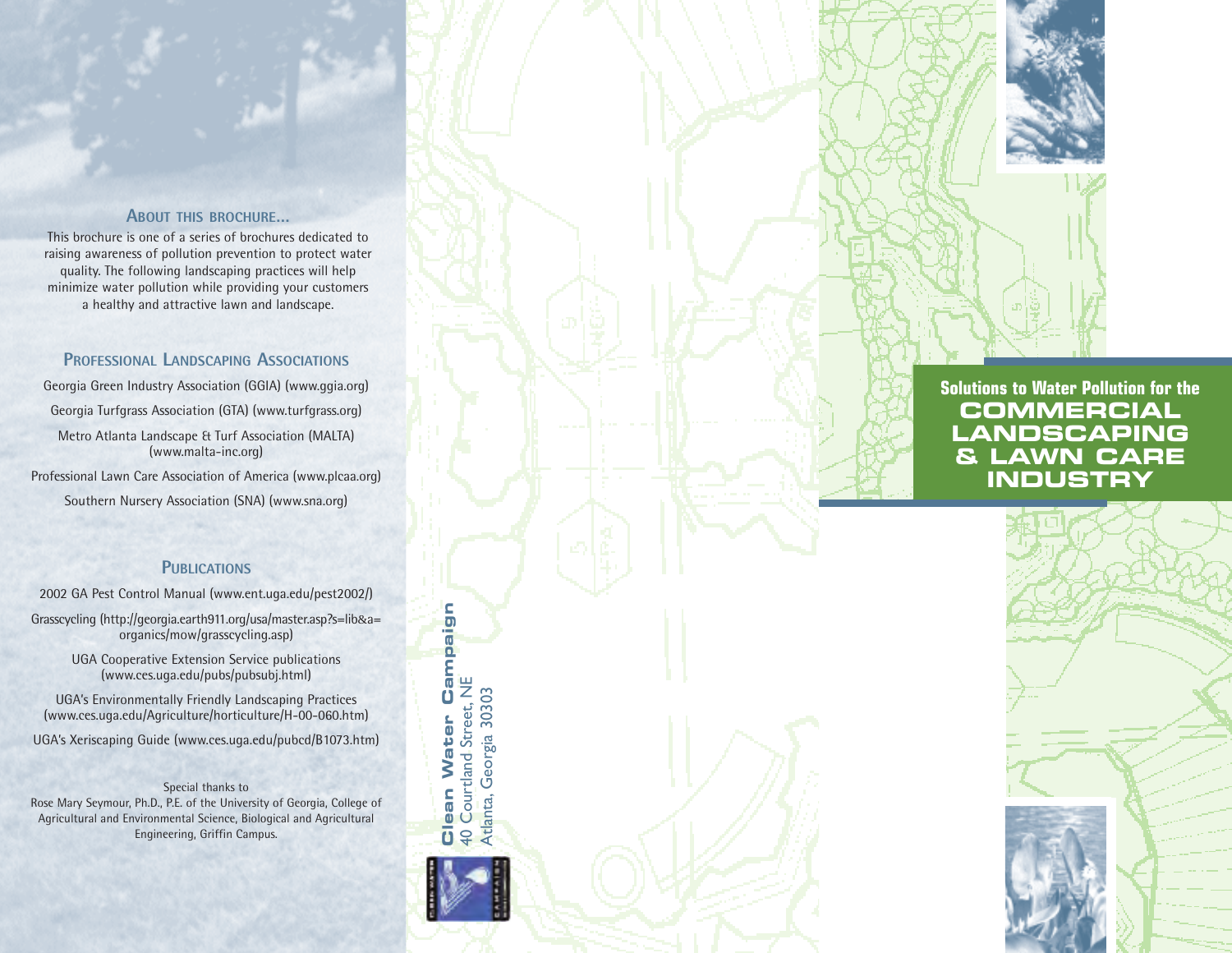## About this brochure...

This brochure is one of a series of brochures dedicated to raising awareness of pollution prevention to protect water quality. The following landscaping practices will help minimize water pollution while providing your customers a healthy and attractive lawn and landscape.

## Professional Landscaping Associations

Georgia Green Industry Association (GGIA) (www.ggia.org)

Georgia Turfgrass Association (GTA) (www.turfgrass.org)

Metro Atlanta Landscape & Turf Association (MALTA) (www.malta-inc.org)

Professional Lawn Care Association of America (www.plcaa.org)

Southern Nursery Association (SNA) (www.sna.org)

## Publications

2002 GA Pest Control Manual (www.ent.uga.edu/pest2002/)

Grasscycling (http://georgia.earth911.org/usa/master.asp?s=lib&a=organics/mow/grasscycling.asp)

UGA Cooperative Extension Service publications (www.ces.uga.edu/pubs/pubsubj.html)

UGA's Environmentally Friendly Landscaping Practices (www.ces.uga.edu/Agriculture/horticulture/H-00-060.htm)

UGA's Xeriscaping Guide (www.ces.uga.edu/pubcd/B1073.htm)

Special thanks to
Rose Mary Seymour, Ph.D., P.E. of the University of Georgia, College of Agricultural and Environmental Science, Biological and Agricultural Engineering, Griffin Campus.

**Clean Water Campaign**
40 Courtland Street, NE
Atlanta, Georgia 30303

# Solutions to Water Pollution for the COMMERCIAL LANDSCAPING & LAWN CARE INDUSTRY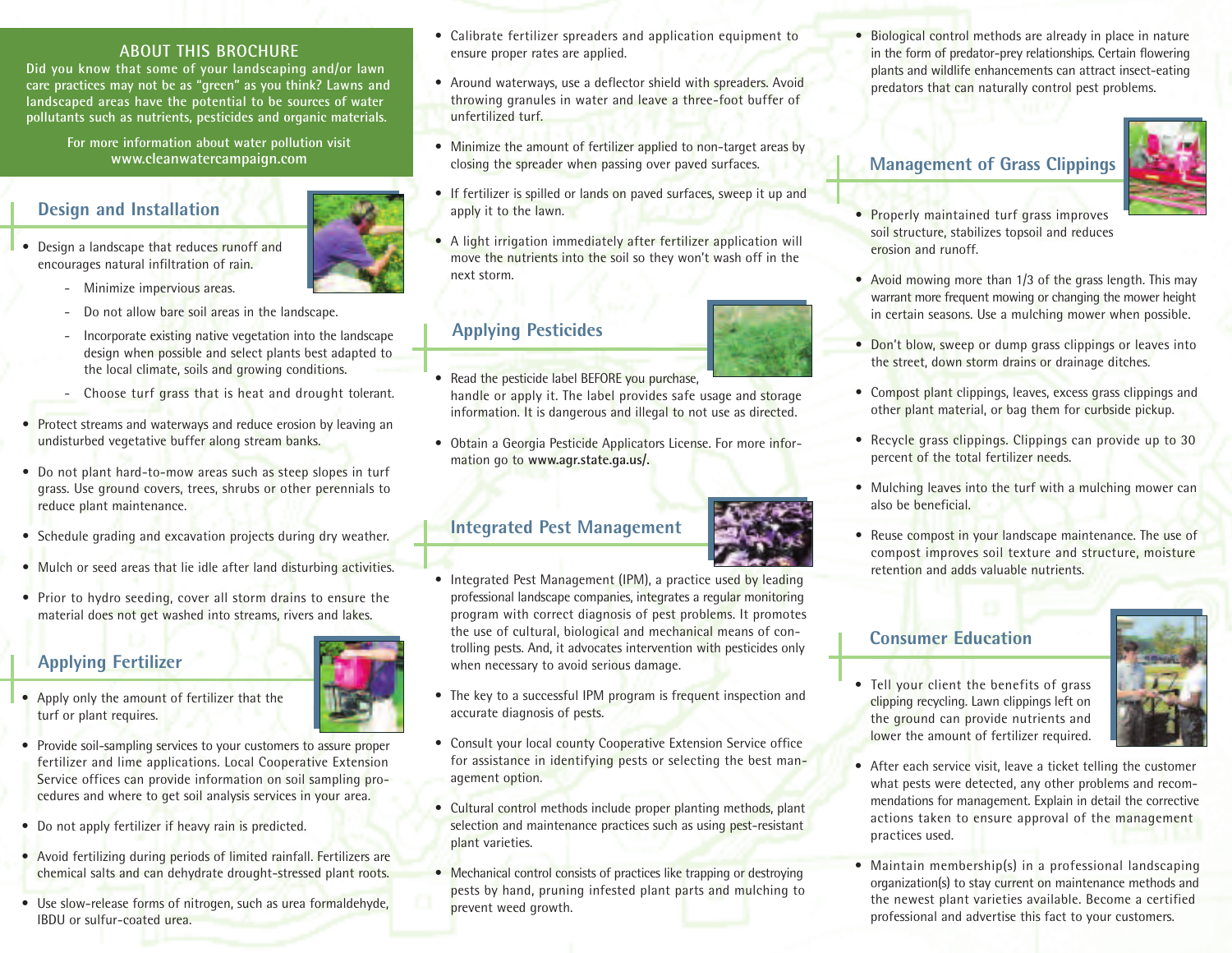## ABOUT THIS BROCHURE

**Did you know that some of your landscaping and/or lawn care practices may not be as "green" as you think? Lawns and landscaped areas have the potential to be sources of water pollutants such as nutrients, pesticides and organic materials.**

**For more information about water pollution visit www.cleanwatercampaign.com**

## Design and Installation

- Design a landscape that reduces runoff and encourages natural infiltration of rain.
  - Minimize impervious areas.
  - Do not allow bare soil areas in the landscape.
  - Incorporate existing native vegetation into the landscape design when possible and select plants best adapted to the local climate, soils and growing conditions.
  - Choose turf grass that is heat and drought tolerant.
- Protect streams and waterways and reduce erosion by leaving an undisturbed vegetative buffer along stream banks.
- Do not plant hard-to-mow areas such as steep slopes in turf grass. Use ground covers, trees, shrubs or other perennials to reduce plant maintenance.
- Schedule grading and excavation projects during dry weather.
- Mulch or seed areas that lie idle after land disturbing activities.
- Prior to hydro seeding, cover all storm drains to ensure the material does not get washed into streams, rivers and lakes.

## Applying Fertilizer

- Apply only the amount of fertilizer that the turf or plant requires.
- Provide soil-sampling services to your customers to assure proper fertilizer and lime applications. Local Cooperative Extension Service offices can provide information on soil sampling procedures and where to get soil analysis services in your area.
- Do not apply fertilizer if heavy rain is predicted.
- Avoid fertilizing during periods of limited rainfall. Fertilizers are chemical salts and can dehydrate drought-stressed plant roots.
- Use slow-release forms of nitrogen, such as urea formaldehyde, IBDU or sulfur-coated urea.
- Calibrate fertilizer spreaders and application equipment to ensure proper rates are applied.
- Around waterways, use a deflector shield with spreaders. Avoid throwing granules in water and leave a three-foot buffer of unfertilized turf.
- Minimize the amount of fertilizer applied to non-target areas by closing the spreader when passing over paved surfaces.
- If fertilizer is spilled or lands on paved surfaces, sweep it up and apply it to the lawn.
- A light irrigation immediately after fertilizer application will move the nutrients into the soil so they won't wash off in the next storm.

## Applying Pesticides

- Read the pesticide label BEFORE you purchase, handle or apply it. The label provides safe usage and storage information. It is dangerous and illegal to not use as directed.
- Obtain a Georgia Pesticide Applicators License. For more information go to **www.agr.state.ga.us/.**

## Integrated Pest Management

- Integrated Pest Management (IPM), a practice used by leading professional landscape companies, integrates a regular monitoring program with correct diagnosis of pest problems. It promotes the use of cultural, biological and mechanical means of controlling pests. And, it advocates intervention with pesticides only when necessary to avoid serious damage.
- The key to a successful IPM program is frequent inspection and accurate diagnosis of pests.
- Consult your local county Cooperative Extension Service office for assistance in identifying pests or selecting the best management option.
- Cultural control methods include proper planting methods, plant selection and maintenance practices such as using pest-resistant plant varieties.
- Mechanical control consists of practices like trapping or destroying pests by hand, pruning infested plant parts and mulching to prevent weed growth.
- Biological control methods are already in place in nature in the form of predator-prey relationships. Certain flowering plants and wildlife enhancements can attract insect-eating predators that can naturally control pest problems.

## Management of Grass Clippings

- Properly maintained turf grass improves soil structure, stabilizes topsoil and reduces erosion and runoff.
- Avoid mowing more than 1/3 of the grass length. This may warrant more frequent mowing or changing the mower height in certain seasons. Use a mulching mower when possible.
- Don't blow, sweep or dump grass clippings or leaves into the street, down storm drains or drainage ditches.
- Compost plant clippings, leaves, excess grass clippings and other plant material, or bag them for curbside pickup.
- Recycle grass clippings. Clippings can provide up to 30 percent of the total fertilizer needs.
- Mulching leaves into the turf with a mulching mower can also be beneficial.
- Reuse compost in your landscape maintenance. The use of compost improves soil texture and structure, moisture retention and adds valuable nutrients.

## Consumer Education

- Tell your client the benefits of grass clipping recycling. Lawn clippings left on the ground can provide nutrients and lower the amount of fertilizer required.
- After each service visit, leave a ticket telling the customer what pests were detected, any other problems and recommendations for management. Explain in detail the corrective actions taken to ensure approval of the management practices used.
- Maintain membership(s) in a professional landscaping organization(s) to stay current on maintenance methods and the newest plant varieties available. Become a certified professional and advertise this fact to your customers.